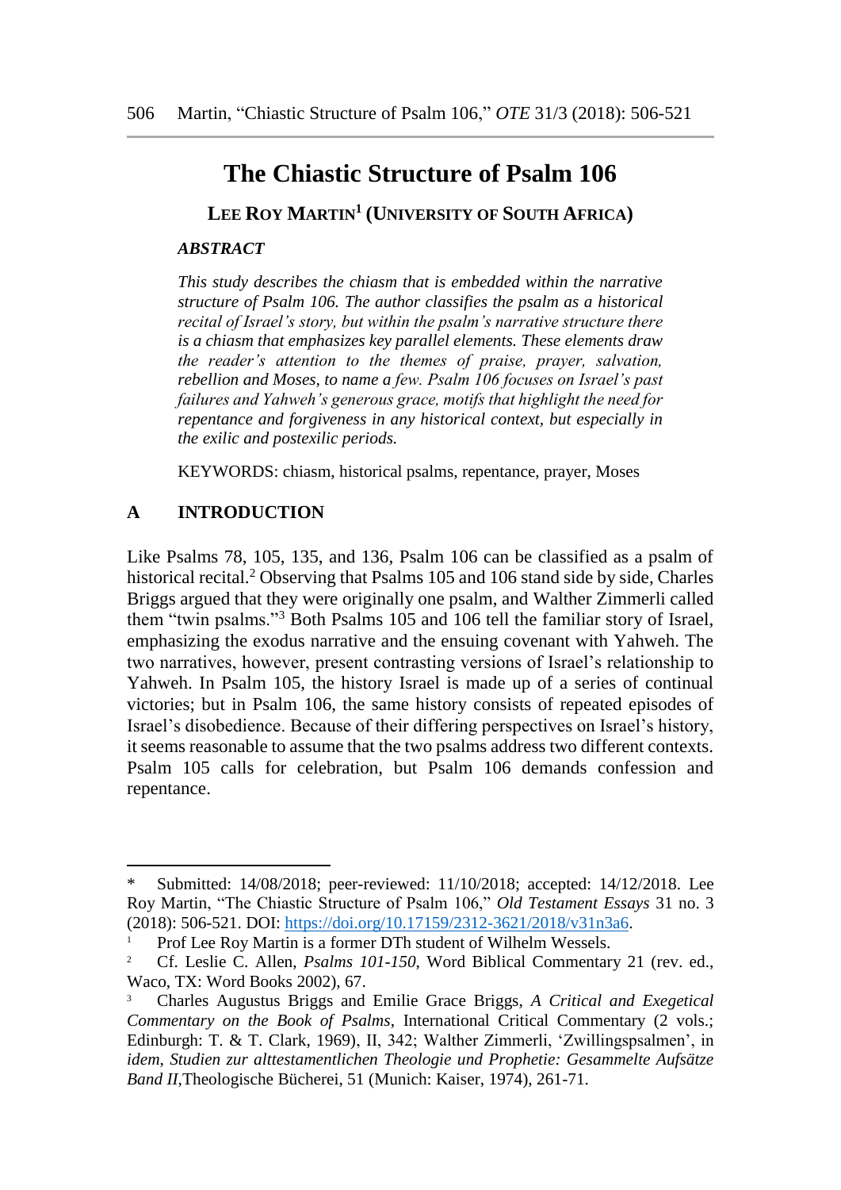# The Chiastic Structure of Psalm 106

**LEE ROY MARTIN[1] (UNIVERSITY OF SOUTH AFRICA)**

***ABSTRACT***

*This study describes the chiasm that is embedded within the narrative structure of Psalm 106. The author classifies the psalm as a historical recital of Israel's story, but within the psalm's narrative structure there is a chiasm that emphasizes key parallel elements. These elements draw the reader's attention to the themes of praise, prayer, salvation, rebellion and Moses, to name a few. Psalm 106 focuses on Israel's past failures and Yahweh's generous grace, motifs that highlight the need for repentance and forgiveness in any historical context, but especially in the exilic and postexilic periods.*

KEYWORDS: chiasm, historical psalms, repentance, prayer, Moses

## A INTRODUCTION

Like Psalms 78, 105, 135, and 136, Psalm 106 can be classified as a psalm of historical recital.[2] Observing that Psalms 105 and 106 stand side by side, Charles Briggs argued that they were originally one psalm, and Walther Zimmerli called them "twin psalms."[3] Both Psalms 105 and 106 tell the familiar story of Israel, emphasizing the exodus narrative and the ensuing covenant with Yahweh. The two narratives, however, present contrasting versions of Israel's relationship to Yahweh. In Psalm 105, the history Israel is made up of a series of continual victories; but in Psalm 106, the same history consists of repeated episodes of Israel's disobedience. Because of their differing perspectives on Israel's history, it seems reasonable to assume that the two psalms address two different contexts. Psalm 105 calls for celebration, but Psalm 106 demands confession and repentance.

---

\* Submitted: 14/08/2018; peer-reviewed: 11/10/2018; accepted: 14/12/2018. Lee Roy Martin, "The Chiastic Structure of Psalm 106," *Old Testament Essays* 31 no. 3 (2018): 506-521. DOI: https://doi.org/10.17159/2312-3621/2018/v31n3a6.

[1] Prof Lee Roy Martin is a former DTh student of Wilhelm Wessels.

[2] Cf. Leslie C. Allen, *Psalms 101-150*, Word Biblical Commentary 21 (rev. ed., Waco, TX: Word Books 2002), 67.

[3] Charles Augustus Briggs and Emilie Grace Briggs, *A Critical and Exegetical Commentary on the Book of Psalms*, International Critical Commentary (2 vols.; Edinburgh: T. & T. Clark, 1969), II, 342; Walther Zimmerli, 'Zwillingspsalmen', in *idem*, *Studien zur alttestamentlichen Theologie und Prophetie: Gesammelte Aufsätze Band II*,Theologische Bücherei, 51 (Munich: Kaiser, 1974), 261-71.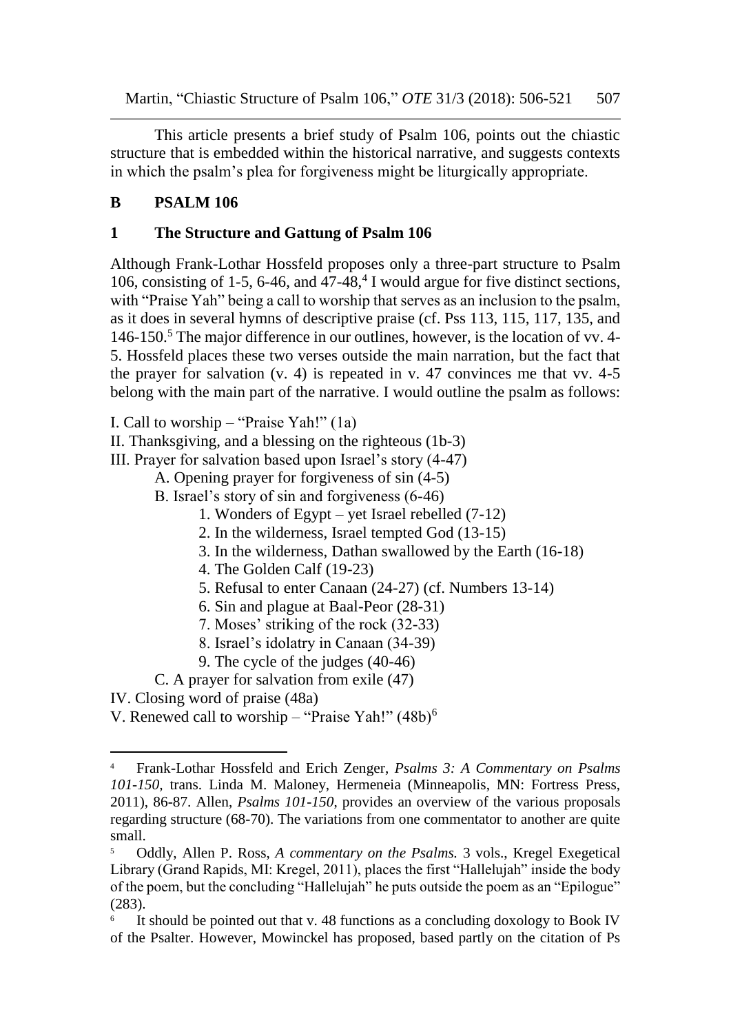This article presents a brief study of Psalm 106, points out the chiastic structure that is embedded within the historical narrative, and suggests contexts in which the psalm's plea for forgiveness might be liturgically appropriate.

## B PSALM 106

### 1 The Structure and Gattung of Psalm 106

Although Frank-Lothar Hossfeld proposes only a three-part structure to Psalm 106, consisting of 1-5, 6-46, and 47-48,[4] I would argue for five distinct sections, with "Praise Yah" being a call to worship that serves as an inclusion to the psalm, as it does in several hymns of descriptive praise (cf. Pss 113, 115, 117, 135, and 146-150.[5] The major difference in our outlines, however, is the location of vv. 4-5. Hossfeld places these two verses outside the main narration, but the fact that the prayer for salvation (v. 4) is repeated in v. 47 convinces me that vv. 4-5 belong with the main part of the narrative. I would outline the psalm as follows:

I. Call to worship – "Praise Yah!" (1a)

II. Thanksgiving, and a blessing on the righteous (1b-3)

III. Prayer for salvation based upon Israel's story (4-47)

- A. Opening prayer for forgiveness of sin (4-5)
- B. Israel's story of sin and forgiveness (6-46)
  1. Wonders of Egypt – yet Israel rebelled (7-12)
  2. In the wilderness, Israel tempted God (13-15)
  3. In the wilderness, Dathan swallowed by the Earth (16-18)
  4. The Golden Calf (19-23)
  5. Refusal to enter Canaan (24-27) (cf. Numbers 13-14)
  6. Sin and plague at Baal-Peor (28-31)
  7. Moses' striking of the rock (32-33)
  8. Israel's idolatry in Canaan (34-39)
  9. The cycle of the judges (40-46)
- C. A prayer for salvation from exile (47)

IV. Closing word of praise (48a)

V. Renewed call to worship – "Praise Yah!" (48b)[6]

---

[4] Frank-Lothar Hossfeld and Erich Zenger, *Psalms 3: A Commentary on Psalms 101-150*, trans. Linda M. Maloney, Hermeneia (Minneapolis, MN: Fortress Press, 2011), 86-87. Allen, *Psalms 101-150*, provides an overview of the various proposals regarding structure (68-70). The variations from one commentator to another are quite small.

[5] Oddly, Allen P. Ross, *A commentary on the Psalms.* 3 vols., Kregel Exegetical Library (Grand Rapids, MI: Kregel, 2011), places the first "Hallelujah" inside the body of the poem, but the concluding "Hallelujah" he puts outside the poem as an "Epilogue" (283).

[6] It should be pointed out that v. 48 functions as a concluding doxology to Book IV of the Psalter. However, Mowinckel has proposed, based partly on the citation of Ps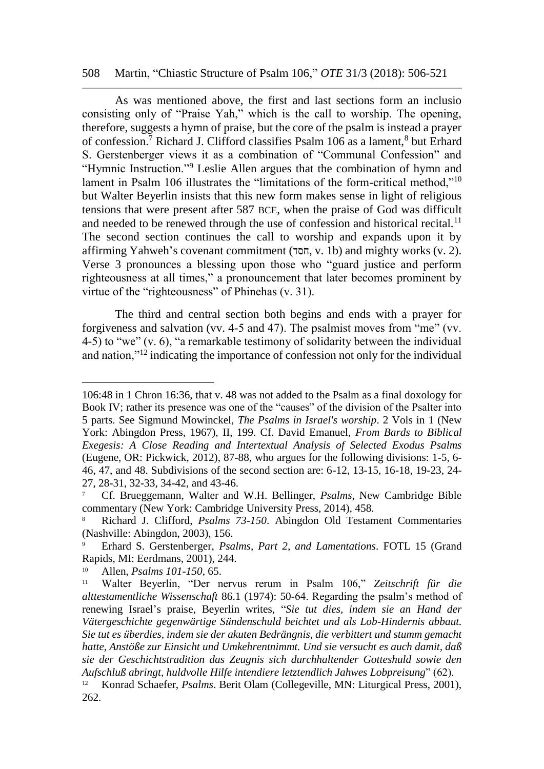As was mentioned above, the first and last sections form an inclusio consisting only of "Praise Yah," which is the call to worship. The opening, therefore, suggests a hymn of praise, but the core of the psalm is instead a prayer of confession.[7] Richard J. Clifford classifies Psalm 106 as a lament,[8] but Erhard S. Gerstenberger views it as a combination of "Communal Confession" and "Hymnic Instruction."[9] Leslie Allen argues that the combination of hymn and lament in Psalm 106 illustrates the "limitations of the form-critical method,"[10] but Walter Beyerlin insists that this new form makes sense in light of religious tensions that were present after 587 BCE, when the praise of God was difficult and needed to be renewed through the use of confession and historical recital.[11] The second section continues the call to worship and expands upon it by affirming Yahweh's covenant commitment (חסד, v. 1b) and mighty works (v. 2). Verse 3 pronounces a blessing upon those who "guard justice and perform righteousness at all times," a pronouncement that later becomes prominent by virtue of the "righteousness" of Phinehas (v. 31).

The third and central section both begins and ends with a prayer for forgiveness and salvation (vv. 4-5 and 47). The psalmist moves from "me" (vv. 4-5) to "we" (v. 6), "a remarkable testimony of solidarity between the individual and nation,"[12] indicating the importance of confession not only for the individual

---

106:48 in 1 Chron 16:36, that v. 48 was not added to the Psalm as a final doxology for Book IV; rather its presence was one of the "causes" of the division of the Psalter into 5 parts. See Sigmund Mowinckel, *The Psalms in Israel's worship*. 2 Vols in 1 (New York: Abingdon Press, 1967), II, 199. Cf. David Emanuel, *From Bards to Biblical Exegesis: A Close Reading and Intertextual Analysis of Selected Exodus Psalms* (Eugene, OR: Pickwick, 2012), 87-88, who argues for the following divisions: 1-5, 6-46, 47, and 48. Subdivisions of the second section are: 6-12, 13-15, 16-18, 19-23, 24-27, 28-31, 32-33, 34-42, and 43-46.

[7] Cf. Brueggemann, Walter and W.H. Bellinger, *Psalms*, New Cambridge Bible commentary (New York: Cambridge University Press, 2014), 458.

[8] Richard J. Clifford, *Psalms 73-150*. Abingdon Old Testament Commentaries (Nashville: Abingdon, 2003), 156.

[9] Erhard S. Gerstenberger, *Psalms, Part 2, and Lamentations*. FOTL 15 (Grand Rapids, MI: Eerdmans, 2001), 244.

[10] Allen, *Psalms 101-150*, 65.

[11] Walter Beyerlin, "Der nervus rerum in Psalm 106," *Zeitschrift für die alttestamentliche Wissenschaft* 86.1 (1974): 50-64. Regarding the psalm's method of renewing Israel's praise, Beyerlin writes, "*Sie tut dies, indem sie an Hand der Vätergeschichte gegenwärtige Sündenschuld beichtet und als Lob-Hindernis abbaut. Sie tut es überdies, indem sie der akuten Bedrängnis, die verbittert und stumm gemacht hatte, Anstöße zur Einsicht und Umkehrentnimmt. Und sie versucht es auch damit, daß sie der Geschichtstradition das Zeugnis sich durchhaltender Gotteshuld sowie den Aufschluß abringt, huldvolle Hilfe intendiere letztendlich Jahwes Lobpreisung*" (62).

[12] Konrad Schaefer, *Psalms*. Berit Olam (Collegeville, MN: Liturgical Press, 2001), 262.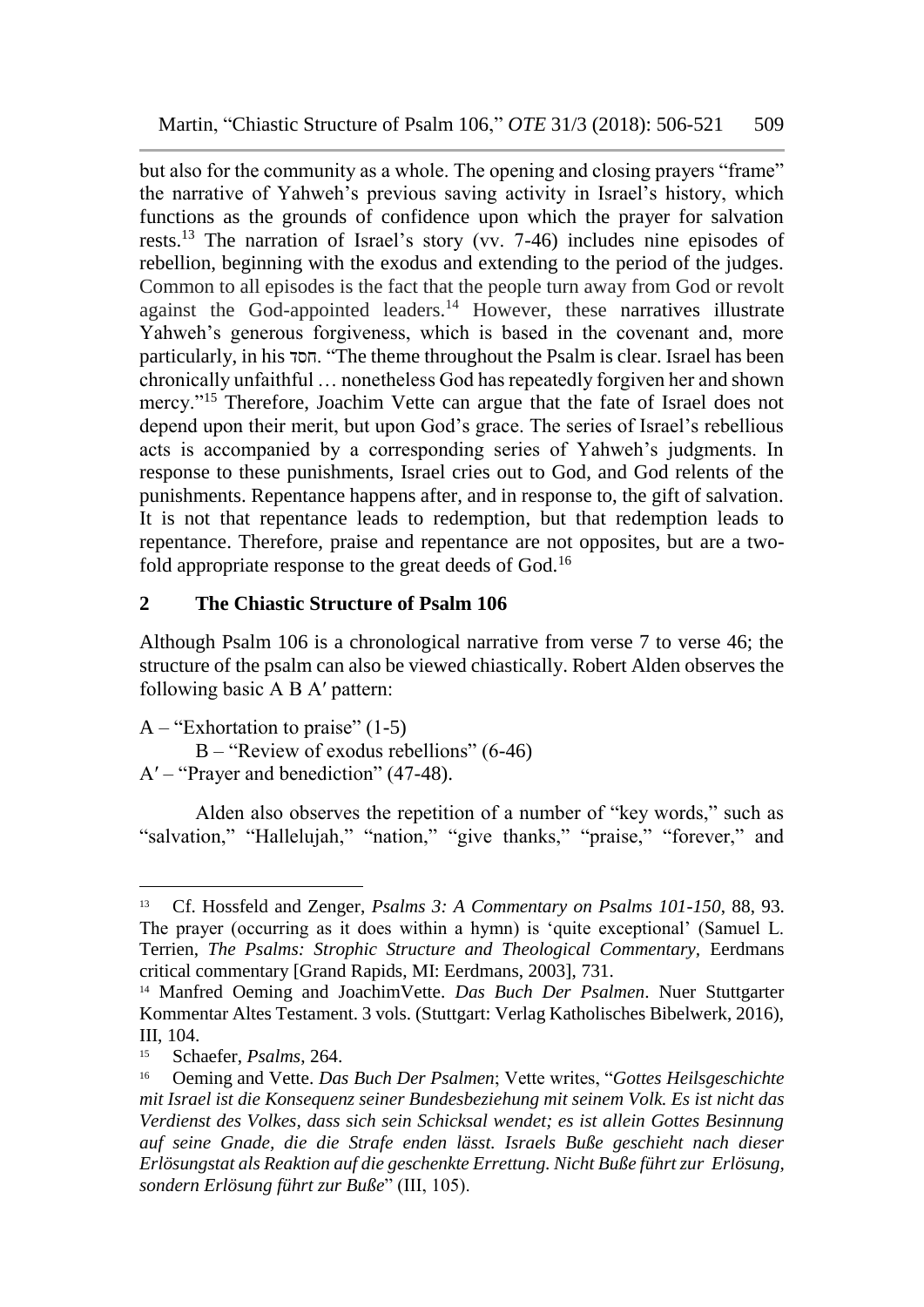but also for the community as a whole. The opening and closing prayers "frame" the narrative of Yahweh's previous saving activity in Israel's history, which functions as the grounds of confidence upon which the prayer for salvation rests.[13] The narration of Israel's story (vv. 7-46) includes nine episodes of rebellion, beginning with the exodus and extending to the period of the judges. Common to all episodes is the fact that the people turn away from God or revolt against the God-appointed leaders.[14] However, these narratives illustrate Yahweh's generous forgiveness, which is based in the covenant and, more particularly, in his חסד. "The theme throughout the Psalm is clear. Israel has been chronically unfaithful … nonetheless God has repeatedly forgiven her and shown mercy."[15] Therefore, Joachim Vette can argue that the fate of Israel does not depend upon their merit, but upon God's grace. The series of Israel's rebellious acts is accompanied by a corresponding series of Yahweh's judgments. In response to these punishments, Israel cries out to God, and God relents of the punishments. Repentance happens after, and in response to, the gift of salvation. It is not that repentance leads to redemption, but that redemption leads to repentance. Therefore, praise and repentance are not opposites, but are a two-fold appropriate response to the great deeds of God.[16]

## 2 The Chiastic Structure of Psalm 106

Although Psalm 106 is a chronological narrative from verse 7 to verse 46; the structure of the psalm can also be viewed chiastically. Robert Alden observes the following basic A B A′ pattern:

A – "Exhortation to praise" (1-5)
    B – "Review of exodus rebellions" (6-46)
A′ – "Prayer and benediction" (47-48).

Alden also observes the repetition of a number of "key words," such as "salvation," "Hallelujah," "nation," "give thanks," "praise," "forever," and

---

[13] Cf. Hossfeld and Zenger, *Psalms 3: A Commentary on Psalms 101-150*, 88, 93. The prayer (occurring as it does within a hymn) is 'quite exceptional' (Samuel L. Terrien, *The Psalms: Strophic Structure and Theological Commentary*, Eerdmans critical commentary [Grand Rapids, MI: Eerdmans, 2003], 731.

[14] Manfred Oeming and JoachimVette. *Das Buch Der Psalmen*. Nuer Stuttgarter Kommentar Altes Testament. 3 vols. (Stuttgart: Verlag Katholisches Bibelwerk, 2016), III, 104.

[15] Schaefer, *Psalms*, 264.

[16] Oeming and Vette. *Das Buch Der Psalmen*; Vette writes, "*Gottes Heilsgeschichte mit Israel ist die Konsequenz seiner Bundesbeziehung mit seinem Volk. Es ist nicht das Verdienst des Volkes, dass sich sein Schicksal wendet; es ist allein Gottes Besinnung auf seine Gnade, die die Strafe enden lässt. Israels Buße geschieht nach dieser Erlösungstat als Reaktion auf die geschenkte Errettung. Nicht Buße führt zur Erlösung, sondern Erlösung führt zur Buße*" (III, 105).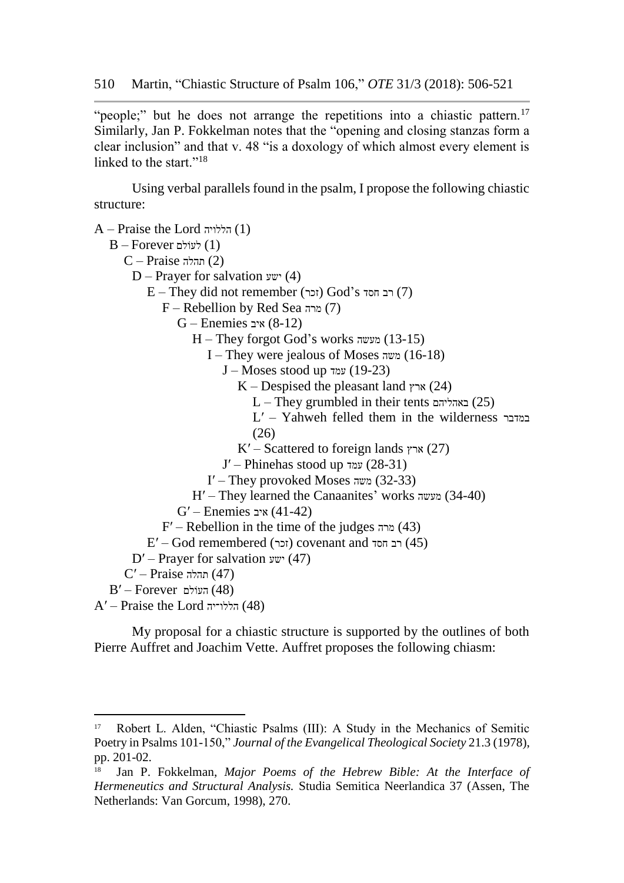"people;" but he does not arrange the repetitions into a chiastic pattern.[17] Similarly, Jan P. Fokkelman notes that the "opening and closing stanzas form a clear inclusion" and that v. 48 "is a doxology of which almost every element is linked to the start."[18]

Using verbal parallels found in the psalm, I propose the following chiastic structure:

A – Praise the Lord הללויה (1)
  B – Forever לעולם (1)
    C – Praise תהלה (2)
      D – Prayer for salvation ישע (4)
        E – They did not remember (זכר) God's רב חסד (7)
          F – Rebellion by Red Sea מרה (7)
            G – Enemies איב (8-12)
              H – They forgot God's works מעשה (13-15)
                I – They were jealous of Moses משה (16-18)
                  J – Moses stood up עמד (19-23)
                    K – Despised the pleasant land ארץ (24)
                      L – They grumbled in their tents באהליהם (25)
                      L′ – Yahweh felled them in the wilderness במדבר (26)
                    K′ – Scattered to foreign lands ארץ (27)
                  J′ – Phinehas stood up עמד (28-31)
                I′ – They provoked Moses משה (32-33)
              H′ – They learned the Canaanites' works מעשה (34-40)
            G′ – Enemies איב (41-42)
          F′ – Rebellion in the time of the judges מרה (43)
        E′ – God remembered (זכר) covenant and רב חסד (45)
      D′ – Prayer for salvation ישע (47)
    C′ – Praise תהלה (47)
  B′ – Forever העולם (48)
A′ – Praise the Lord הללו־יה (48)

My proposal for a chiastic structure is supported by the outlines of both Pierre Auffret and Joachim Vette. Auffret proposes the following chiasm:

---

[17] Robert L. Alden, "Chiastic Psalms (III): A Study in the Mechanics of Semitic Poetry in Psalms 101-150," *Journal of the Evangelical Theological Society* 21.3 (1978), pp. 201-02.

[18] Jan P. Fokkelman, *Major Poems of the Hebrew Bible: At the Interface of Hermeneutics and Structural Analysis.* Studia Semitica Neerlandica 37 (Assen, The Netherlands: Van Gorcum, 1998), 270.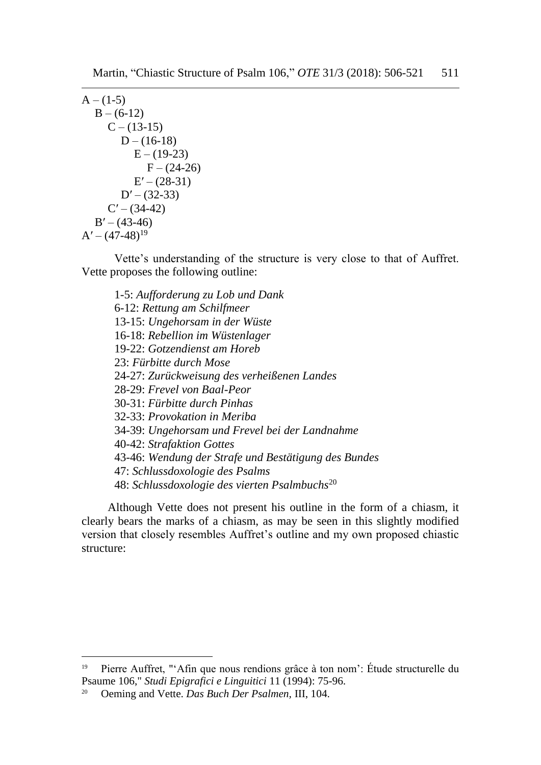A – (1-5)
  B – (6-12)
    C – (13-15)
      D – (16-18)
        E – (19-23)
          F – (24-26)
        E′ – (28-31)
      D′ – (32-33)
    C′ – (34-42)
  B′ – (43-46)
A′ – (47-48)[19]

Vette's understanding of the structure is very close to that of Auffret. Vette proposes the following outline:

1-5: *Aufforderung zu Lob und Dank*
6-12: *Rettung am Schilfmeer*
13-15: *Ungehorsam in der Wüste*
16-18: *Rebellion im Wüstenlager*
19-22: *Gotzendienst am Horeb*
23: *Fürbitte durch Mose*
24-27: *Zurückweisung des verheißenen Landes*
28-29: *Frevel von Baal-Peor*
30-31: *Fürbitte durch Pinhas*
32-33: *Provokation in Meriba*
34-39: *Ungehorsam und Frevel bei der Landnahme*
40-42: *Strafaktion Gottes*
43-46: *Wendung der Strafe und Bestätigung des Bundes*
47: *Schlussdoxologie des Psalms*
48: *Schlussdoxologie des vierten Psalmbuchs*[20]

Although Vette does not present his outline in the form of a chiasm, it clearly bears the marks of a chiasm, as may be seen in this slightly modified version that closely resembles Auffret's outline and my own proposed chiastic structure:

---

[19] Pierre Auffret, "'Afin que nous rendions grâce à ton nom': Étude structurelle du Psaume 106," *Studi Epigrafici e Linguitici* 11 (1994): 75-96.

[20] Oeming and Vette. *Das Buch Der Psalmen,* III, 104.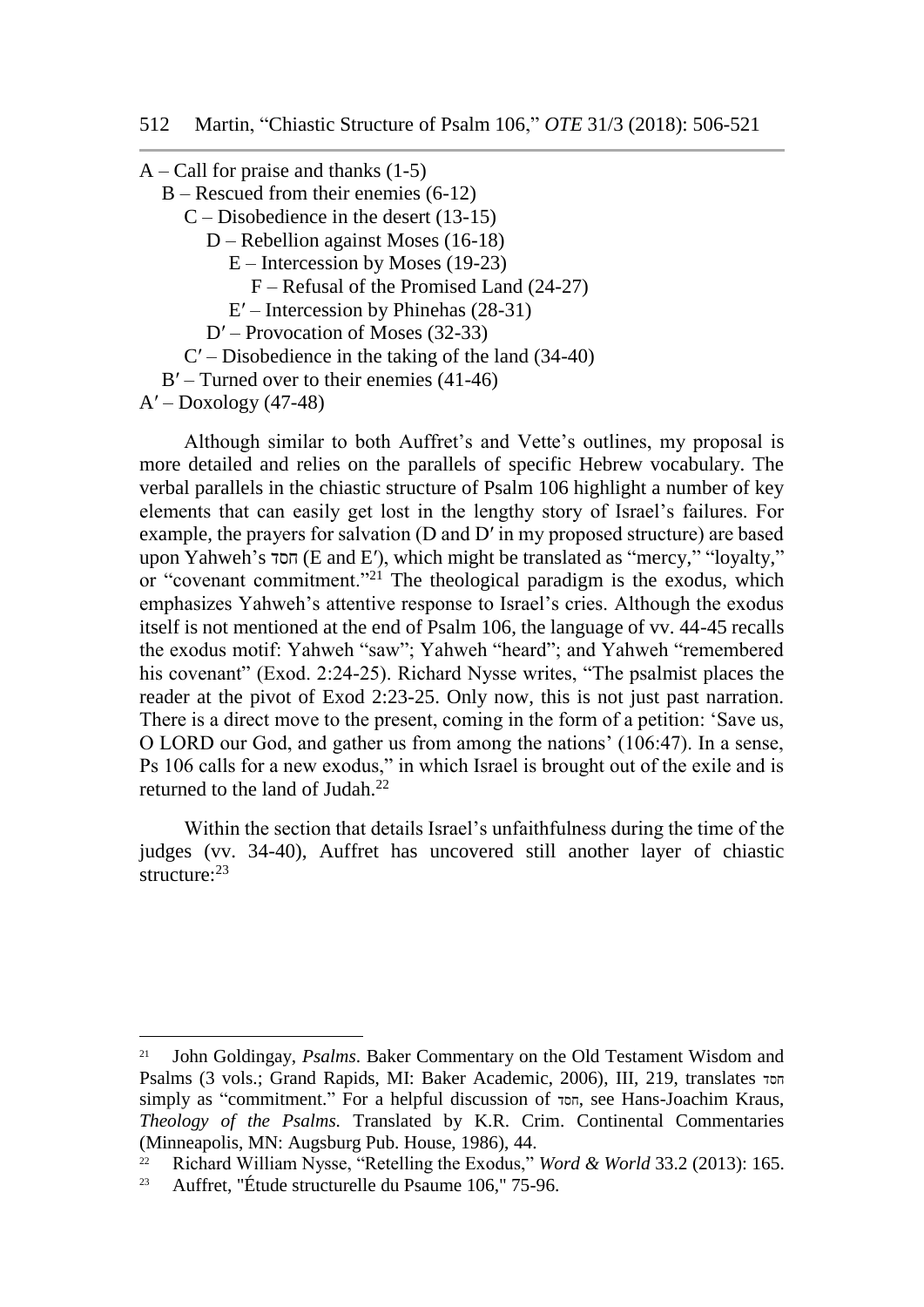A – Call for praise and thanks (1-5)
  B – Rescued from their enemies (6-12)
    C – Disobedience in the desert (13-15)
      D – Rebellion against Moses (16-18)
        E – Intercession by Moses (19-23)
          F – Refusal of the Promised Land (24-27)
        E′ – Intercession by Phinehas (28-31)
      D′ – Provocation of Moses (32-33)
    C′ – Disobedience in the taking of the land (34-40)
  B′ – Turned over to their enemies (41-46)
A′ – Doxology (47-48)

Although similar to both Auffret's and Vette's outlines, my proposal is more detailed and relies on the parallels of specific Hebrew vocabulary. The verbal parallels in the chiastic structure of Psalm 106 highlight a number of key elements that can easily get lost in the lengthy story of Israel's failures. For example, the prayers for salvation (D and D′ in my proposed structure) are based upon Yahweh's חסד (E and E′), which might be translated as "mercy," "loyalty," or "covenant commitment."[21] The theological paradigm is the exodus, which emphasizes Yahweh's attentive response to Israel's cries. Although the exodus itself is not mentioned at the end of Psalm 106, the language of vv. 44-45 recalls the exodus motif: Yahweh "saw"; Yahweh "heard"; and Yahweh "remembered his covenant" (Exod. 2:24-25). Richard Nysse writes, "The psalmist places the reader at the pivot of Exod 2:23-25. Only now, this is not just past narration. There is a direct move to the present, coming in the form of a petition: 'Save us, O LORD our God, and gather us from among the nations' (106:47). In a sense, Ps 106 calls for a new exodus," in which Israel is brought out of the exile and is returned to the land of Judah.[22]

Within the section that details Israel's unfaithfulness during the time of the judges (vv. 34-40), Auffret has uncovered still another layer of chiastic structure:[23]

---

[21] John Goldingay, *Psalms*. Baker Commentary on the Old Testament Wisdom and Psalms (3 vols.; Grand Rapids, MI: Baker Academic, 2006), III, 219, translates חסד simply as "commitment." For a helpful discussion of חסד, see Hans-Joachim Kraus, *Theology of the Psalms.* Translated by K.R. Crim. Continental Commentaries (Minneapolis, MN: Augsburg Pub. House, 1986), 44.

[22] Richard William Nysse, "Retelling the Exodus," *Word & World* 33.2 (2013): 165.

[23] Auffret, "Étude structurelle du Psaume 106," 75-96.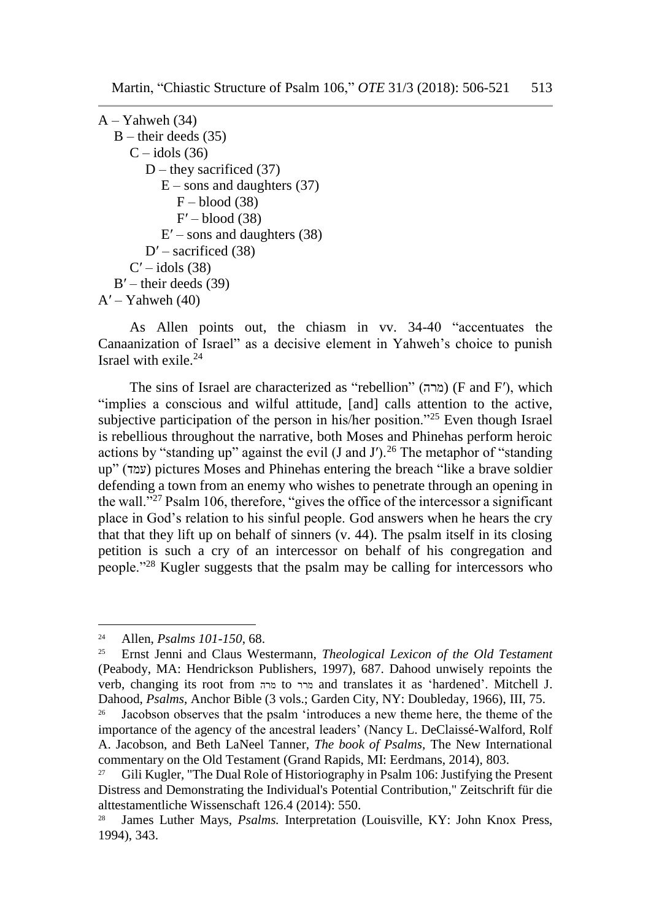A – Yahweh (34)
  B – their deeds (35)
    C – idols (36)
      D – they sacrificed (37)
        E – sons and daughters (37)
          F – blood (38)
          F′ – blood (38)
        E′ – sons and daughters (38)
      D′ – sacrificed (38)
    C′ – idols (38)
  B′ – their deeds (39)
A′ – Yahweh (40)

As Allen points out, the chiasm in vv. 34-40 "accentuates the Canaanization of Israel" as a decisive element in Yahweh's choice to punish Israel with exile.[24]

The sins of Israel are characterized as "rebellion" (מרה) (F and F′), which "implies a conscious and wilful attitude, [and] calls attention to the active, subjective participation of the person in his/her position."[25] Even though Israel is rebellious throughout the narrative, both Moses and Phinehas perform heroic actions by "standing up" against the evil (J and J′).[26] The metaphor of "standing up" (עמד) pictures Moses and Phinehas entering the breach "like a brave soldier defending a town from an enemy who wishes to penetrate through an opening in the wall."[27] Psalm 106, therefore, "gives the office of the intercessor a significant place in God's relation to his sinful people. God answers when he hears the cry that that they lift up on behalf of sinners (v. 44). The psalm itself in its closing petition is such a cry of an intercessor on behalf of his congregation and people."[28] Kugler suggests that the psalm may be calling for intercessors who

---

[24] Allen, *Psalms 101-150*, 68.

[25] Ernst Jenni and Claus Westermann, *Theological Lexicon of the Old Testament* (Peabody, MA: Hendrickson Publishers, 1997), 687. Dahood unwisely repoints the verb, changing its root from מרה to מרר and translates it as 'hardened'. Mitchell J. Dahood, *Psalms*, Anchor Bible (3 vols.; Garden City, NY: Doubleday, 1966), III, 75.

[26] Jacobson observes that the psalm 'introduces a new theme here, the theme of the importance of the agency of the ancestral leaders' (Nancy L. DeClaissé-Walford, Rolf A. Jacobson, and Beth LaNeel Tanner, *The book of Psalms*, The New International commentary on the Old Testament (Grand Rapids, MI: Eerdmans, 2014), 803.

[27] Gili Kugler, "The Dual Role of Historiography in Psalm 106: Justifying the Present Distress and Demonstrating the Individual's Potential Contribution," Zeitschrift für die alttestamentliche Wissenschaft 126.4 (2014): 550.

[28] James Luther Mays, *Psalms.* Interpretation (Louisville, KY: John Knox Press, 1994), 343.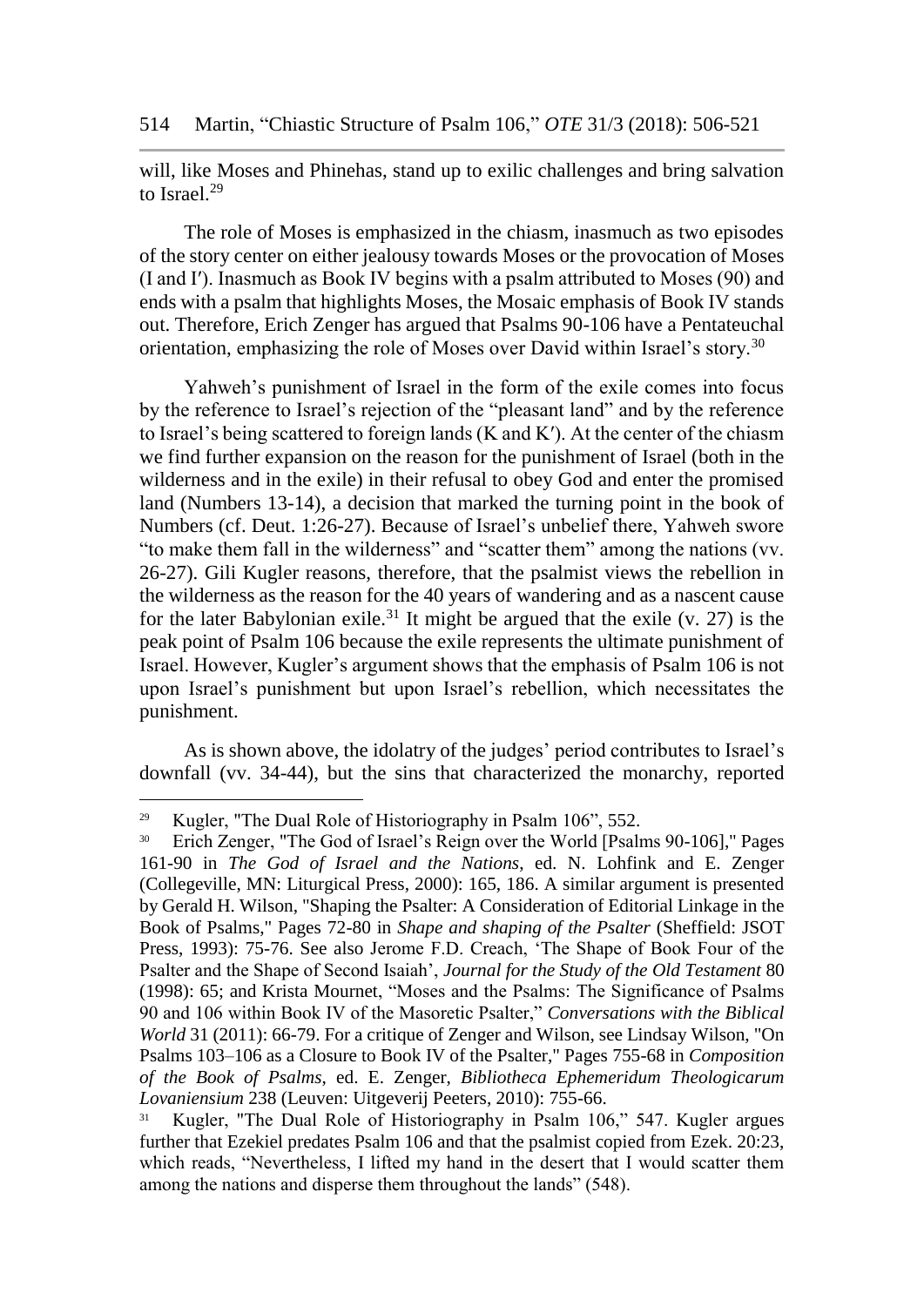will, like Moses and Phinehas, stand up to exilic challenges and bring salvation to Israel.[29]

The role of Moses is emphasized in the chiasm, inasmuch as two episodes of the story center on either jealousy towards Moses or the provocation of Moses (I and I′). Inasmuch as Book IV begins with a psalm attributed to Moses (90) and ends with a psalm that highlights Moses, the Mosaic emphasis of Book IV stands out. Therefore, Erich Zenger has argued that Psalms 90-106 have a Pentateuchal orientation, emphasizing the role of Moses over David within Israel's story.[30]

Yahweh's punishment of Israel in the form of the exile comes into focus by the reference to Israel's rejection of the "pleasant land" and by the reference to Israel's being scattered to foreign lands (K and K′). At the center of the chiasm we find further expansion on the reason for the punishment of Israel (both in the wilderness and in the exile) in their refusal to obey God and enter the promised land (Numbers 13-14), a decision that marked the turning point in the book of Numbers (cf. Deut. 1:26-27). Because of Israel's unbelief there, Yahweh swore "to make them fall in the wilderness" and "scatter them" among the nations (vv. 26-27). Gili Kugler reasons, therefore, that the psalmist views the rebellion in the wilderness as the reason for the 40 years of wandering and as a nascent cause for the later Babylonian exile.[31] It might be argued that the exile (v. 27) is the peak point of Psalm 106 because the exile represents the ultimate punishment of Israel. However, Kugler's argument shows that the emphasis of Psalm 106 is not upon Israel's punishment but upon Israel's rebellion, which necessitates the punishment.

As is shown above, the idolatry of the judges' period contributes to Israel's downfall (vv. 34-44), but the sins that characterized the monarchy, reported

---

[29] Kugler, "The Dual Role of Historiography in Psalm 106", 552.

[30] Erich Zenger, "The God of Israel's Reign over the World [Psalms 90-106]," Pages 161-90 in *The God of Israel and the Nations*, ed. N. Lohfink and E. Zenger (Collegeville, MN: Liturgical Press, 2000): 165, 186. A similar argument is presented by Gerald H. Wilson, "Shaping the Psalter: A Consideration of Editorial Linkage in the Book of Psalms," Pages 72-80 in *Shape and shaping of the Psalter* (Sheffield: JSOT Press, 1993): 75-76. See also Jerome F.D. Creach, 'The Shape of Book Four of the Psalter and the Shape of Second Isaiah', *Journal for the Study of the Old Testament* 80 (1998): 65; and Krista Mournet, "Moses and the Psalms: The Significance of Psalms 90 and 106 within Book IV of the Masoretic Psalter," *Conversations with the Biblical World* 31 (2011): 66-79. For a critique of Zenger and Wilson, see Lindsay Wilson, "On Psalms 103–106 as a Closure to Book IV of the Psalter," Pages 755-68 in *Composition of the Book of Psalms*, ed. E. Zenger, *Bibliotheca Ephemeridum Theologicarum Lovaniensium* 238 (Leuven: Uitgeverij Peeters, 2010): 755-66.

[31] Kugler, "The Dual Role of Historiography in Psalm 106," 547. Kugler argues further that Ezekiel predates Psalm 106 and that the psalmist copied from Ezek. 20:23, which reads, "Nevertheless, I lifted my hand in the desert that I would scatter them among the nations and disperse them throughout the lands" (548).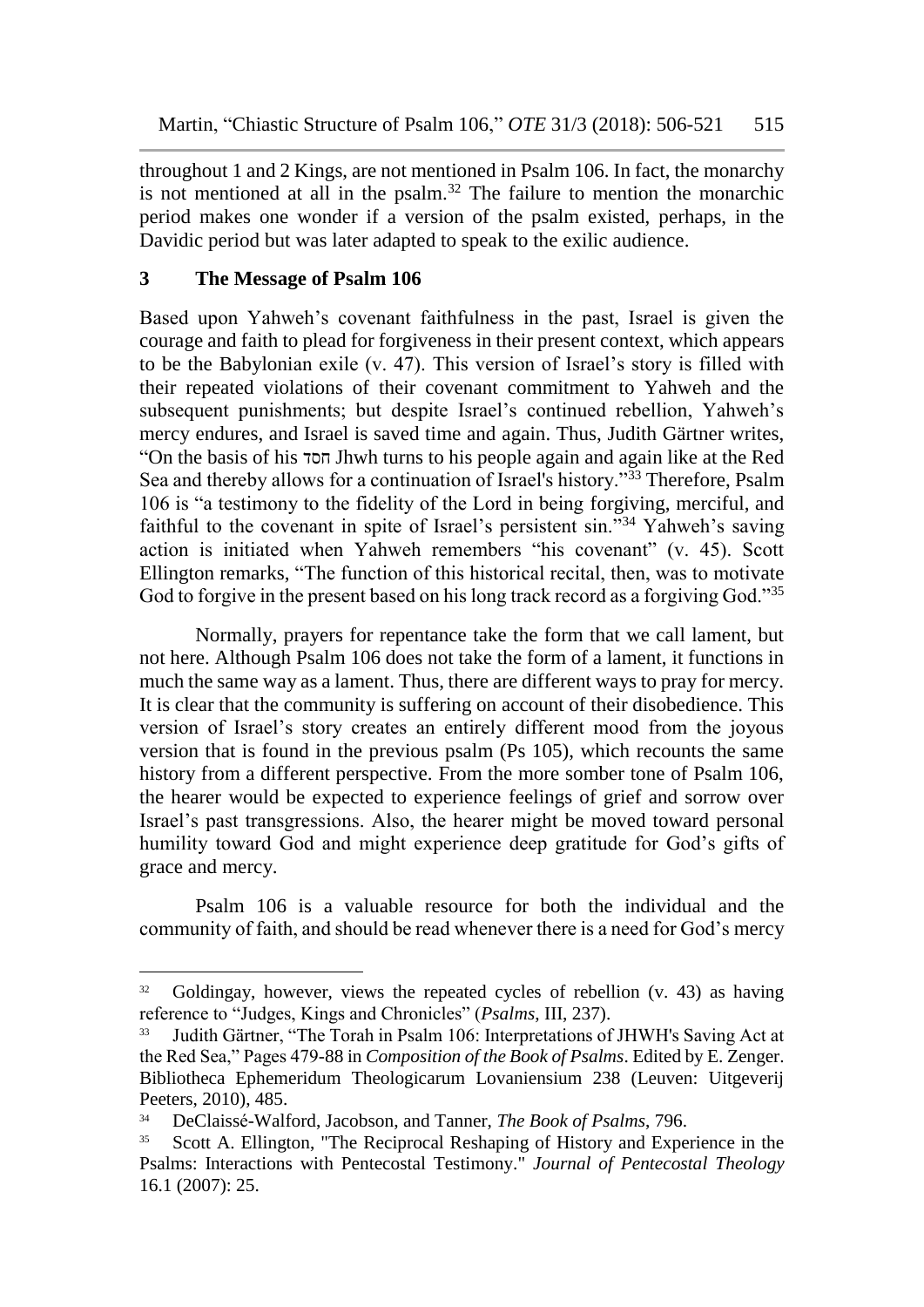throughout 1 and 2 Kings, are not mentioned in Psalm 106. In fact, the monarchy is not mentioned at all in the psalm.[32] The failure to mention the monarchic period makes one wonder if a version of the psalm existed, perhaps, in the Davidic period but was later adapted to speak to the exilic audience.

## 3 The Message of Psalm 106

Based upon Yahweh's covenant faithfulness in the past, Israel is given the courage and faith to plead for forgiveness in their present context, which appears to be the Babylonian exile (v. 47). This version of Israel's story is filled with their repeated violations of their covenant commitment to Yahweh and the subsequent punishments; but despite Israel's continued rebellion, Yahweh's mercy endures, and Israel is saved time and again. Thus, Judith Gärtner writes, "On the basis of his חסד Jhwh turns to his people again and again like at the Red Sea and thereby allows for a continuation of Israel's history."[33] Therefore, Psalm 106 is "a testimony to the fidelity of the Lord in being forgiving, merciful, and faithful to the covenant in spite of Israel's persistent sin."[34] Yahweh's saving action is initiated when Yahweh remembers "his covenant" (v. 45). Scott Ellington remarks, "The function of this historical recital, then, was to motivate God to forgive in the present based on his long track record as a forgiving God."[35]

Normally, prayers for repentance take the form that we call lament, but not here. Although Psalm 106 does not take the form of a lament, it functions in much the same way as a lament. Thus, there are different ways to pray for mercy. It is clear that the community is suffering on account of their disobedience. This version of Israel's story creates an entirely different mood from the joyous version that is found in the previous psalm (Ps 105), which recounts the same history from a different perspective. From the more somber tone of Psalm 106, the hearer would be expected to experience feelings of grief and sorrow over Israel's past transgressions. Also, the hearer might be moved toward personal humility toward God and might experience deep gratitude for God's gifts of grace and mercy.

Psalm 106 is a valuable resource for both the individual and the community of faith, and should be read whenever there is a need for God's mercy

---

[32] Goldingay, however, views the repeated cycles of rebellion (v. 43) as having reference to "Judges, Kings and Chronicles" (*Psalms*, III, 237).

[33] Judith Gärtner, "The Torah in Psalm 106: Interpretations of JHWH's Saving Act at the Red Sea," Pages 479-88 in *Composition of the Book of Psalms*. Edited by E. Zenger. Bibliotheca Ephemeridum Theologicarum Lovaniensium 238 (Leuven: Uitgeverij Peeters, 2010), 485.

[34] DeClaissé-Walford, Jacobson, and Tanner, *The Book of Psalms*, 796.

[35] Scott A. Ellington, "The Reciprocal Reshaping of History and Experience in the Psalms: Interactions with Pentecostal Testimony." *Journal of Pentecostal Theology* 16.1 (2007): 25.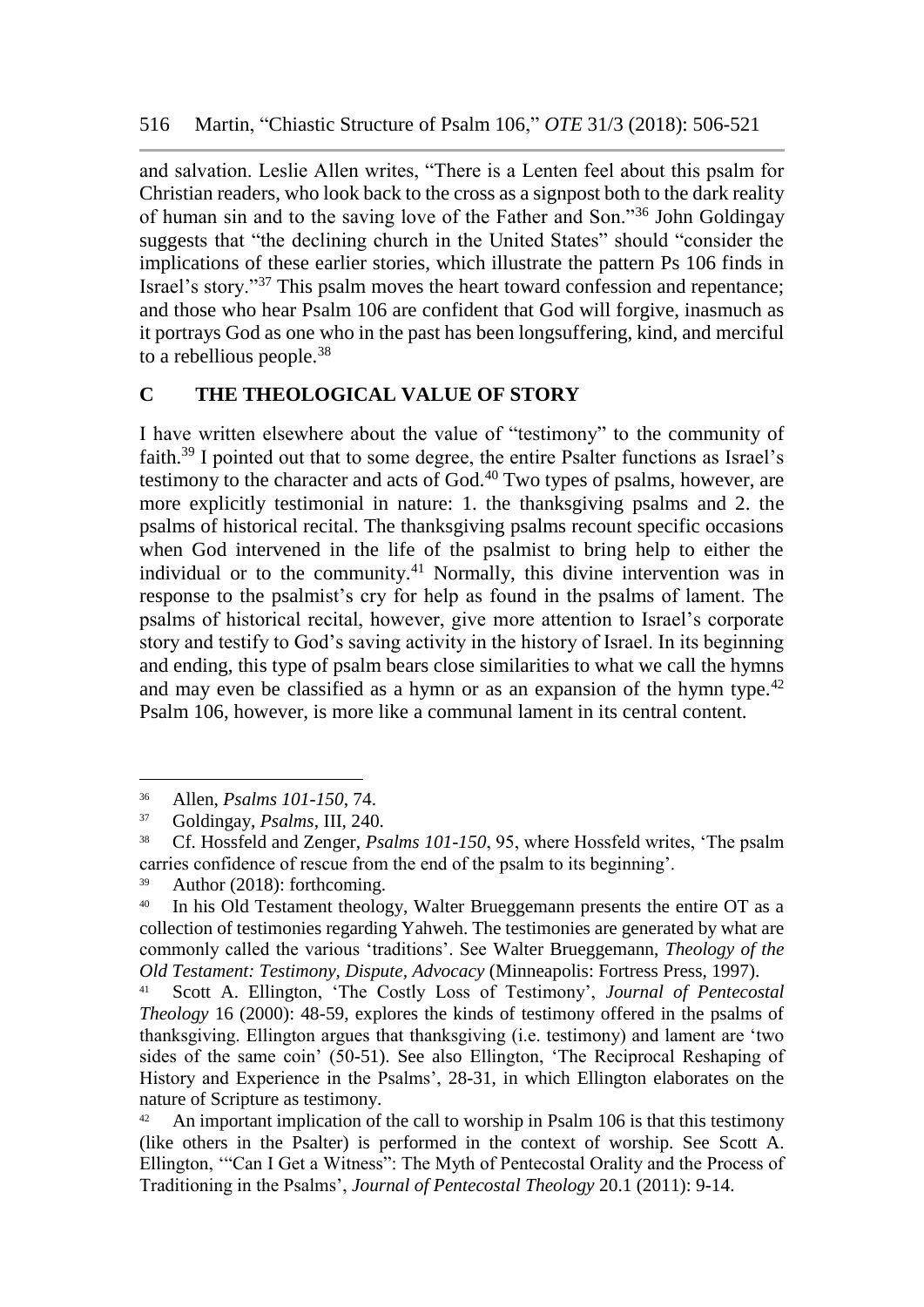and salvation. Leslie Allen writes, "There is a Lenten feel about this psalm for Christian readers, who look back to the cross as a signpost both to the dark reality of human sin and to the saving love of the Father and Son."[36] John Goldingay suggests that "the declining church in the United States" should "consider the implications of these earlier stories, which illustrate the pattern Ps 106 finds in Israel's story."[37] This psalm moves the heart toward confession and repentance; and those who hear Psalm 106 are confident that God will forgive, inasmuch as it portrays God as one who in the past has been longsuffering, kind, and merciful to a rebellious people.[38]

## C THE THEOLOGICAL VALUE OF STORY

I have written elsewhere about the value of "testimony" to the community of faith.[39] I pointed out that to some degree, the entire Psalter functions as Israel's testimony to the character and acts of God.[40] Two types of psalms, however, are more explicitly testimonial in nature: 1. the thanksgiving psalms and 2. the psalms of historical recital. The thanksgiving psalms recount specific occasions when God intervened in the life of the psalmist to bring help to either the individual or to the community.[41] Normally, this divine intervention was in response to the psalmist's cry for help as found in the psalms of lament. The psalms of historical recital, however, give more attention to Israel's corporate story and testify to God's saving activity in the history of Israel. In its beginning and ending, this type of psalm bears close similarities to what we call the hymns and may even be classified as a hymn or as an expansion of the hymn type.[42] Psalm 106, however, is more like a communal lament in its central content.

---

[36] Allen, *Psalms 101-150*, 74.

[37] Goldingay, *Psalms*, III, 240.

[38] Cf. Hossfeld and Zenger, *Psalms 101-150*, 95, where Hossfeld writes, 'The psalm carries confidence of rescue from the end of the psalm to its beginning'.

[39] Author (2018): forthcoming.

[40] In his Old Testament theology, Walter Brueggemann presents the entire OT as a collection of testimonies regarding Yahweh. The testimonies are generated by what are commonly called the various 'traditions'. See Walter Brueggemann, *Theology of the Old Testament: Testimony, Dispute, Advocacy* (Minneapolis: Fortress Press, 1997).

[41] Scott A. Ellington, 'The Costly Loss of Testimony', *Journal of Pentecostal Theology* 16 (2000): 48-59, explores the kinds of testimony offered in the psalms of thanksgiving. Ellington argues that thanksgiving (i.e. testimony) and lament are 'two sides of the same coin' (50-51). See also Ellington, 'The Reciprocal Reshaping of History and Experience in the Psalms', 28-31, in which Ellington elaborates on the nature of Scripture as testimony.

[42] An important implication of the call to worship in Psalm 106 is that this testimony (like others in the Psalter) is performed in the context of worship. See Scott A. Ellington, '"Can I Get a Witness": The Myth of Pentecostal Orality and the Process of Traditioning in the Psalms', *Journal of Pentecostal Theology* 20.1 (2011): 9-14.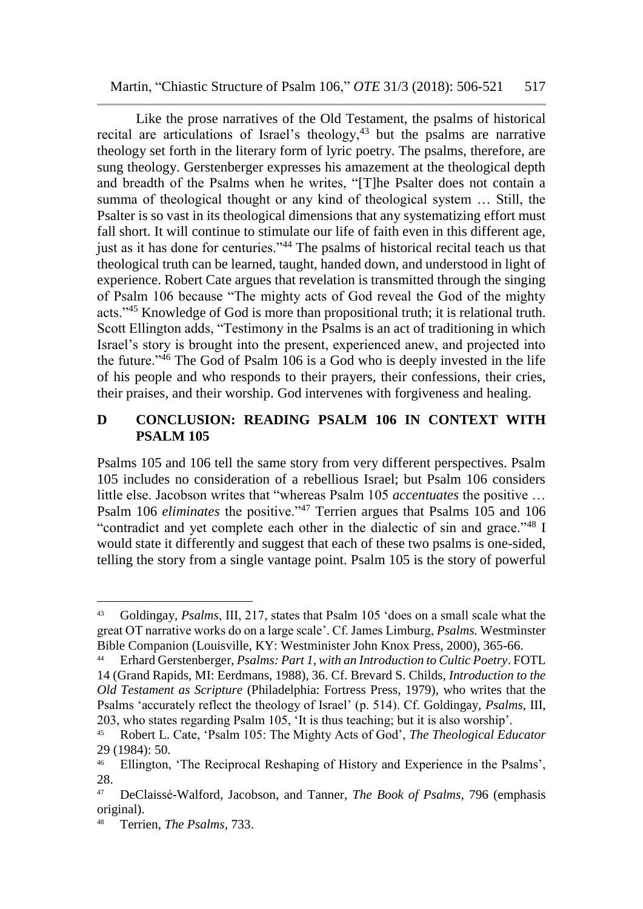Like the prose narratives of the Old Testament, the psalms of historical recital are articulations of Israel's theology,[43] but the psalms are narrative theology set forth in the literary form of lyric poetry. The psalms, therefore, are sung theology. Gerstenberger expresses his amazement at the theological depth and breadth of the Psalms when he writes, "[T]he Psalter does not contain a summa of theological thought or any kind of theological system … Still, the Psalter is so vast in its theological dimensions that any systematizing effort must fall short. It will continue to stimulate our life of faith even in this different age, just as it has done for centuries."[44] The psalms of historical recital teach us that theological truth can be learned, taught, handed down, and understood in light of experience. Robert Cate argues that revelation is transmitted through the singing of Psalm 106 because "The mighty acts of God reveal the God of the mighty acts."[45] Knowledge of God is more than propositional truth; it is relational truth. Scott Ellington adds, "Testimony in the Psalms is an act of traditioning in which Israel's story is brought into the present, experienced anew, and projected into the future."[46] The God of Psalm 106 is a God who is deeply invested in the life of his people and who responds to their prayers, their confessions, their cries, their praises, and their worship. God intervenes with forgiveness and healing.

## D CONCLUSION: READING PSALM 106 IN CONTEXT WITH PSALM 105

Psalms 105 and 106 tell the same story from very different perspectives. Psalm 105 includes no consideration of a rebellious Israel; but Psalm 106 considers little else. Jacobson writes that "whereas Psalm 105 *accentuates* the positive … Psalm 106 *eliminates* the positive."[47] Terrien argues that Psalms 105 and 106 "contradict and yet complete each other in the dialectic of sin and grace."[48] I would state it differently and suggest that each of these two psalms is one-sided, telling the story from a single vantage point. Psalm 105 is the story of powerful

---

[43] Goldingay, *Psalms*, III, 217, states that Psalm 105 'does on a small scale what the great OT narrative works do on a large scale'. Cf. James Limburg, *Psalms.* Westminster Bible Companion (Louisville, KY: Westmininster John Knox Press, 2000), 365-66.

[44] Erhard Gerstenberger, *Psalms: Part 1, with an Introduction to Cultic Poetry*. FOTL 14 (Grand Rapids, MI: Eerdmans, 1988), 36. Cf. Brevard S. Childs, *Introduction to the Old Testament as Scripture* (Philadelphia: Fortress Press, 1979), who writes that the Psalms 'accurately reflect the theology of Israel' (p. 514). Cf. Goldingay, *Psalms*, III, 203, who states regarding Psalm 105, 'It is thus teaching; but it is also worship'.

[45] Robert L. Cate, 'Psalm 105: The Mighty Acts of God', *The Theological Educator* 29 (1984): 50.

[46] Ellington, 'The Reciprocal Reshaping of History and Experience in the Psalms', 28.

[47] DeClaissé-Walford, Jacobson, and Tanner, *The Book of Psalms*, 796 (emphasis original).

[48] Terrien, *The Psalms*, 733.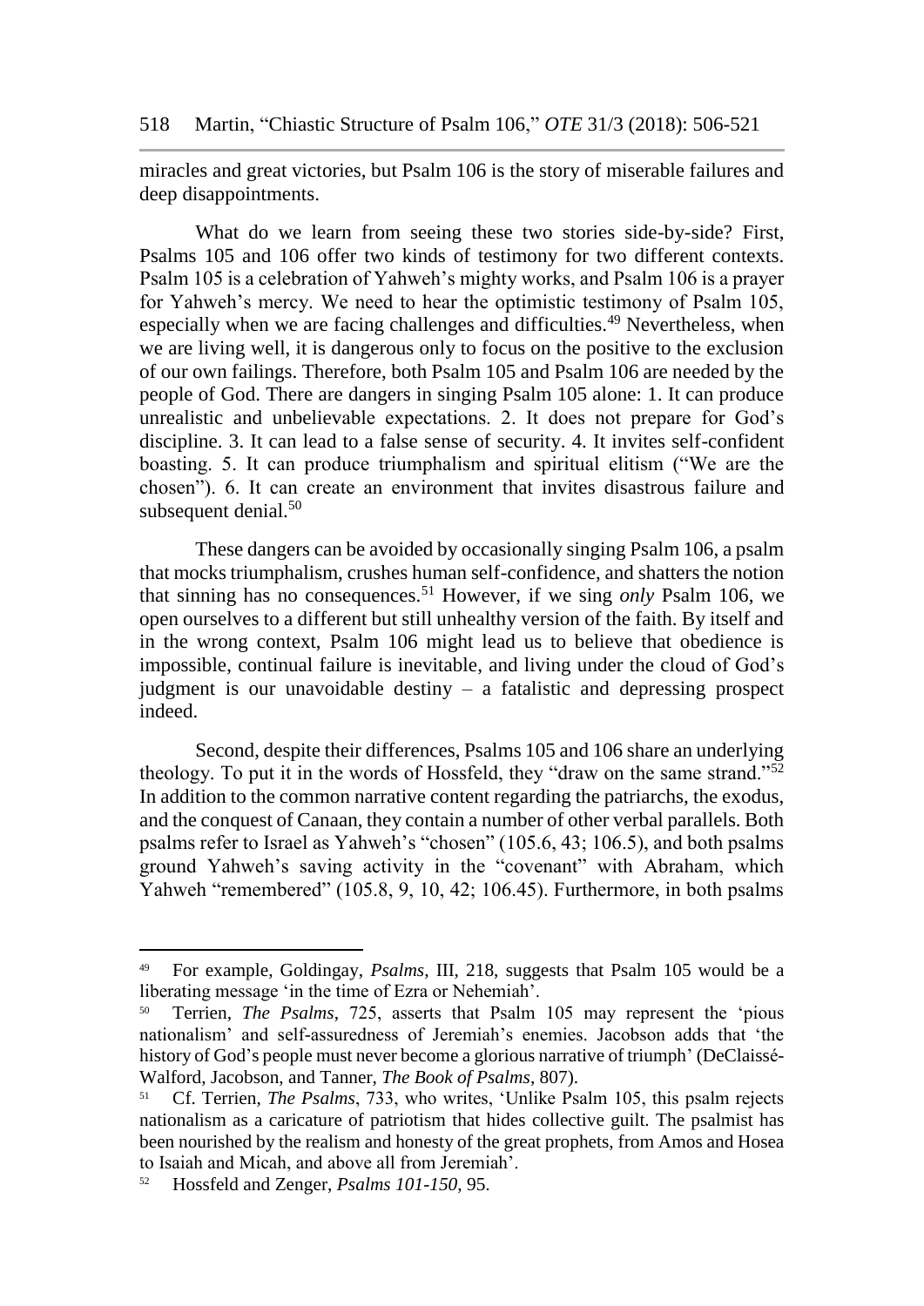miracles and great victories, but Psalm 106 is the story of miserable failures and deep disappointments.

What do we learn from seeing these two stories side-by-side? First, Psalms 105 and 106 offer two kinds of testimony for two different contexts. Psalm 105 is a celebration of Yahweh's mighty works, and Psalm 106 is a prayer for Yahweh's mercy. We need to hear the optimistic testimony of Psalm 105, especially when we are facing challenges and difficulties.[49] Nevertheless, when we are living well, it is dangerous only to focus on the positive to the exclusion of our own failings. Therefore, both Psalm 105 and Psalm 106 are needed by the people of God. There are dangers in singing Psalm 105 alone: 1. It can produce unrealistic and unbelievable expectations. 2. It does not prepare for God's discipline. 3. It can lead to a false sense of security. 4. It invites self-confident boasting. 5. It can produce triumphalism and spiritual elitism ("We are the chosen"). 6. It can create an environment that invites disastrous failure and subsequent denial.[50]

These dangers can be avoided by occasionally singing Psalm 106, a psalm that mocks triumphalism, crushes human self-confidence, and shatters the notion that sinning has no consequences.[51] However, if we sing *only* Psalm 106, we open ourselves to a different but still unhealthy version of the faith. By itself and in the wrong context, Psalm 106 might lead us to believe that obedience is impossible, continual failure is inevitable, and living under the cloud of God's judgment is our unavoidable destiny – a fatalistic and depressing prospect indeed.

Second, despite their differences, Psalms 105 and 106 share an underlying theology. To put it in the words of Hossfeld, they "draw on the same strand."[52] In addition to the common narrative content regarding the patriarchs, the exodus, and the conquest of Canaan, they contain a number of other verbal parallels. Both psalms refer to Israel as Yahweh's "chosen" (105.6, 43; 106.5), and both psalms ground Yahweh's saving activity in the "covenant" with Abraham, which Yahweh "remembered" (105.8, 9, 10, 42; 106.45). Furthermore, in both psalms

---

[49] For example, Goldingay, *Psalms*, III, 218, suggests that Psalm 105 would be a liberating message 'in the time of Ezra or Nehemiah'.

[50] Terrien, *The Psalms*, 725, asserts that Psalm 105 may represent the 'pious nationalism' and self-assuredness of Jeremiah's enemies. Jacobson adds that 'the history of God's people must never become a glorious narrative of triumph' (DeClaissé-Walford, Jacobson, and Tanner, *The Book of Psalms*, 807).

[51] Cf. Terrien, *The Psalms*, 733, who writes, 'Unlike Psalm 105, this psalm rejects nationalism as a caricature of patriotism that hides collective guilt. The psalmist has been nourished by the realism and honesty of the great prophets, from Amos and Hosea to Isaiah and Micah, and above all from Jeremiah'.

[52] Hossfeld and Zenger, *Psalms 101-150*, 95.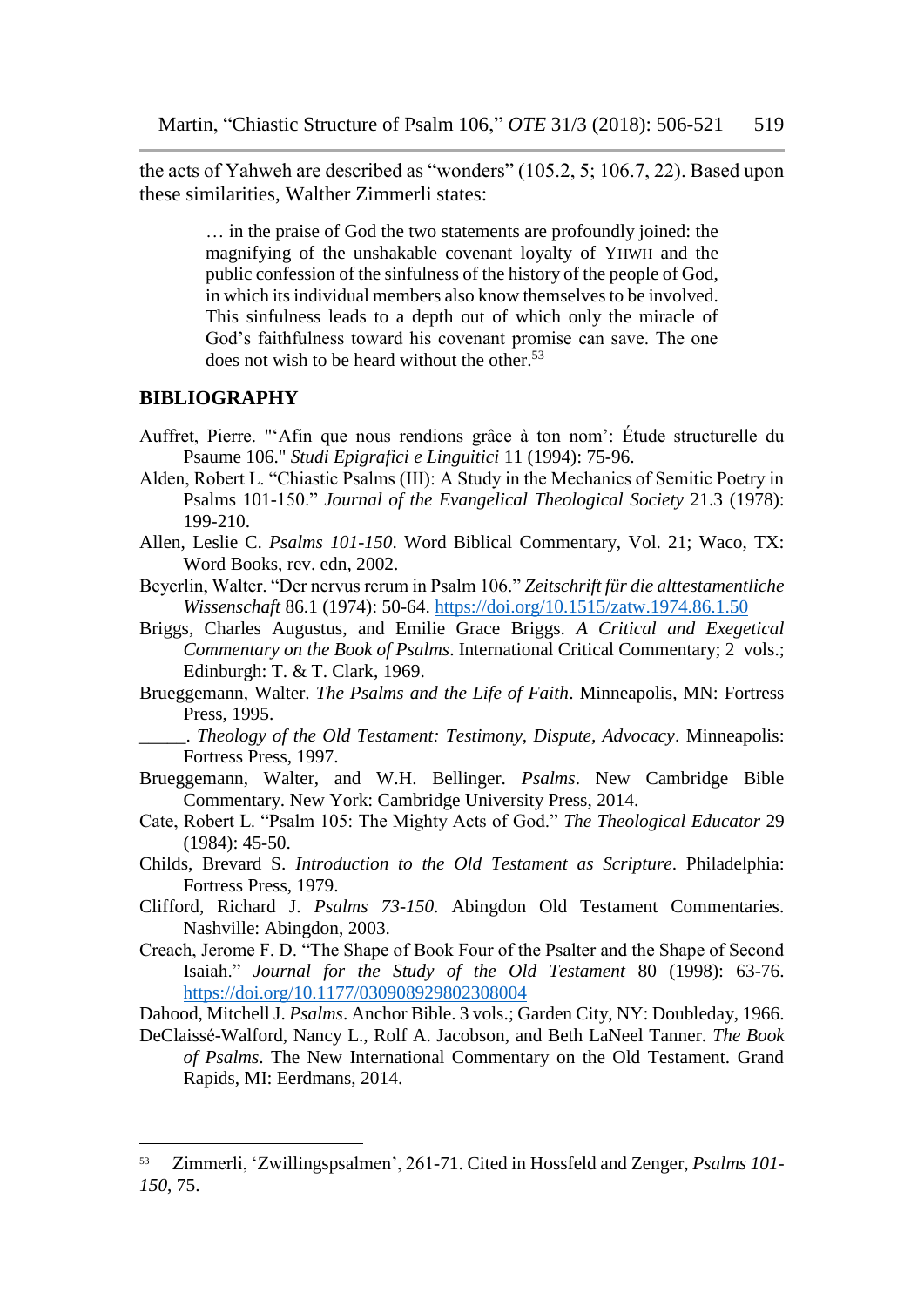the acts of Yahweh are described as "wonders" (105.2, 5; 106.7, 22). Based upon these similarities, Walther Zimmerli states:

> … in the praise of God the two statements are profoundly joined: the magnifying of the unshakable covenant loyalty of YHWH and the public confession of the sinfulness of the history of the people of God, in which its individual members also know themselves to be involved. This sinfulness leads to a depth out of which only the miracle of God's faithfulness toward his covenant promise can save. The one does not wish to be heard without the other.[53]

## BIBLIOGRAPHY

Auffret, Pierre. "'Afin que nous rendions grâce à ton nom': Étude structurelle du Psaume 106." *Studi Epigrafici e Linguitici* 11 (1994): 75-96.

Alden, Robert L. "Chiastic Psalms (III): A Study in the Mechanics of Semitic Poetry in Psalms 101-150." *Journal of the Evangelical Theological Society* 21.3 (1978): 199-210.

Allen, Leslie C. *Psalms 101-150*. Word Biblical Commentary, Vol. 21; Waco, TX: Word Books, rev. edn, 2002.

Beyerlin, Walter. "Der nervus rerum in Psalm 106." *Zeitschrift für die alttestamentliche Wissenschaft* 86.1 (1974): 50-64. https://doi.org/10.1515/zatw.1974.86.1.50

Briggs, Charles Augustus, and Emilie Grace Briggs. *A Critical and Exegetical Commentary on the Book of Psalms*. International Critical Commentary; 2 vols.; Edinburgh: T. & T. Clark, 1969.

Brueggemann, Walter. *The Psalms and the Life of Faith*. Minneapolis, MN: Fortress Press, 1995.

\_\_\_\_\_. *Theology of the Old Testament: Testimony, Dispute, Advocacy*. Minneapolis: Fortress Press, 1997.

Brueggemann, Walter, and W.H. Bellinger. *Psalms*. New Cambridge Bible Commentary. New York: Cambridge University Press, 2014.

Cate, Robert L. "Psalm 105: The Mighty Acts of God." *The Theological Educator* 29 (1984): 45-50.

Childs, Brevard S. *Introduction to the Old Testament as Scripture*. Philadelphia: Fortress Press, 1979.

Clifford, Richard J. *Psalms 73-150*. Abingdon Old Testament Commentaries. Nashville: Abingdon, 2003.

Creach, Jerome F. D. "The Shape of Book Four of the Psalter and the Shape of Second Isaiah." *Journal for the Study of the Old Testament* 80 (1998): 63-76. https://doi.org/10.1177/030908929802308004

Dahood, Mitchell J. *Psalms*. Anchor Bible. 3 vols.; Garden City, NY: Doubleday, 1966.

DeClaissé-Walford, Nancy L., Rolf A. Jacobson, and Beth LaNeel Tanner. *The Book of Psalms*. The New International Commentary on the Old Testament. Grand Rapids, MI: Eerdmans, 2014.

---

[53] Zimmerli, 'Zwillingspsalmen', 261-71. Cited in Hossfeld and Zenger, *Psalms 101-150*, 75.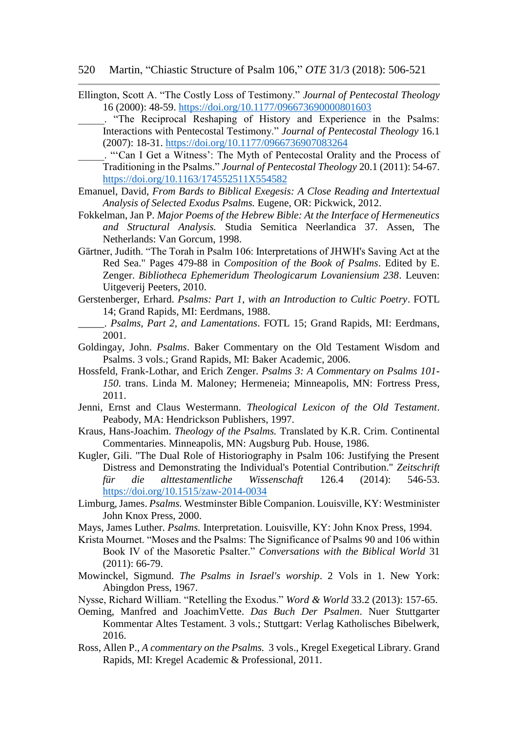Ellington, Scott A. "The Costly Loss of Testimony." *Journal of Pentecostal Theology* 16 (2000): 48-59. https://doi.org/10.1177/096673690000801603

_____. "The Reciprocal Reshaping of History and Experience in the Psalms: Interactions with Pentecostal Testimony." *Journal of Pentecostal Theology* 16.1 (2007): 18-31. https://doi.org/10.1177/0966736907083264

_____. "'Can I Get a Witness': The Myth of Pentecostal Orality and the Process of Traditioning in the Psalms." *Journal of Pentecostal Theology* 20.1 (2011): 54-67. https://doi.org/10.1163/174552511X554582

Emanuel, David, *From Bards to Biblical Exegesis: A Close Reading and Intertextual Analysis of Selected Exodus Psalms.* Eugene, OR: Pickwick, 2012.

Fokkelman, Jan P. *Major Poems of the Hebrew Bible: At the Interface of Hermeneutics and Structural Analysis.* Studia Semitica Neerlandica 37. Assen, The Netherlands: Van Gorcum, 1998.

Gärtner, Judith. "The Torah in Psalm 106: Interpretations of JHWH's Saving Act at the Red Sea." Pages 479-88 in *Composition of the Book of Psalms*. Edited by E. Zenger. *Bibliotheca Ephemeridum Theologicarum Lovaniensium 238*. Leuven: Uitgeverij Peeters, 2010.

Gerstenberger, Erhard. *Psalms: Part 1, with an Introduction to Cultic Poetry*. FOTL 14; Grand Rapids, MI: Eerdmans, 1988.

_____. *Psalms, Part 2, and Lamentations*. FOTL 15; Grand Rapids, MI: Eerdmans, 2001.

Goldingay, John. *Psalms*. Baker Commentary on the Old Testament Wisdom and Psalms. 3 vols.; Grand Rapids, MI: Baker Academic, 2006.

Hossfeld, Frank-Lothar, and Erich Zenger. *Psalms 3: A Commentary on Psalms 101-150*. trans. Linda M. Maloney; Hermeneia; Minneapolis, MN: Fortress Press, 2011.

Jenni, Ernst and Claus Westermann. *Theological Lexicon of the Old Testament*. Peabody, MA: Hendrickson Publishers, 1997.

Kraus, Hans-Joachim. *Theology of the Psalms.* Translated by K.R. Crim. Continental Commentaries. Minneapolis, MN: Augsburg Pub. House, 1986.

Kugler, Gili. "The Dual Role of Historiography in Psalm 106: Justifying the Present Distress and Demonstrating the Individual's Potential Contribution." *Zeitschrift für die alttestamentliche Wissenschaft* 126.4 (2014): 546-53. https://doi.org/10.1515/zaw-2014-0034

Limburg, James. *Psalms.* Westminster Bible Companion. Louisville, KY: Westminister John Knox Press, 2000.

Mays, James Luther. *Psalms.* Interpretation. Louisville, KY: John Knox Press, 1994.

Krista Mournet. "Moses and the Psalms: The Significance of Psalms 90 and 106 within Book IV of the Masoretic Psalter." *Conversations with the Biblical World* 31 (2011): 66-79.

Mowinckel, Sigmund. *The Psalms in Israel's worship*. 2 Vols in 1. New York: Abingdon Press, 1967.

Nysse, Richard William. "Retelling the Exodus." *Word & World* 33.2 (2013): 157-65.

Oeming, Manfred and JoachimVette. *Das Buch Der Psalmen*. Nuer Stuttgarter Kommentar Altes Testament. 3 vols.; Stuttgart: Verlag Katholisches Bibelwerk, 2016.

Ross, Allen P., *A commentary on the Psalms.* 3 vols., Kregel Exegetical Library. Grand Rapids, MI: Kregel Academic & Professional, 2011.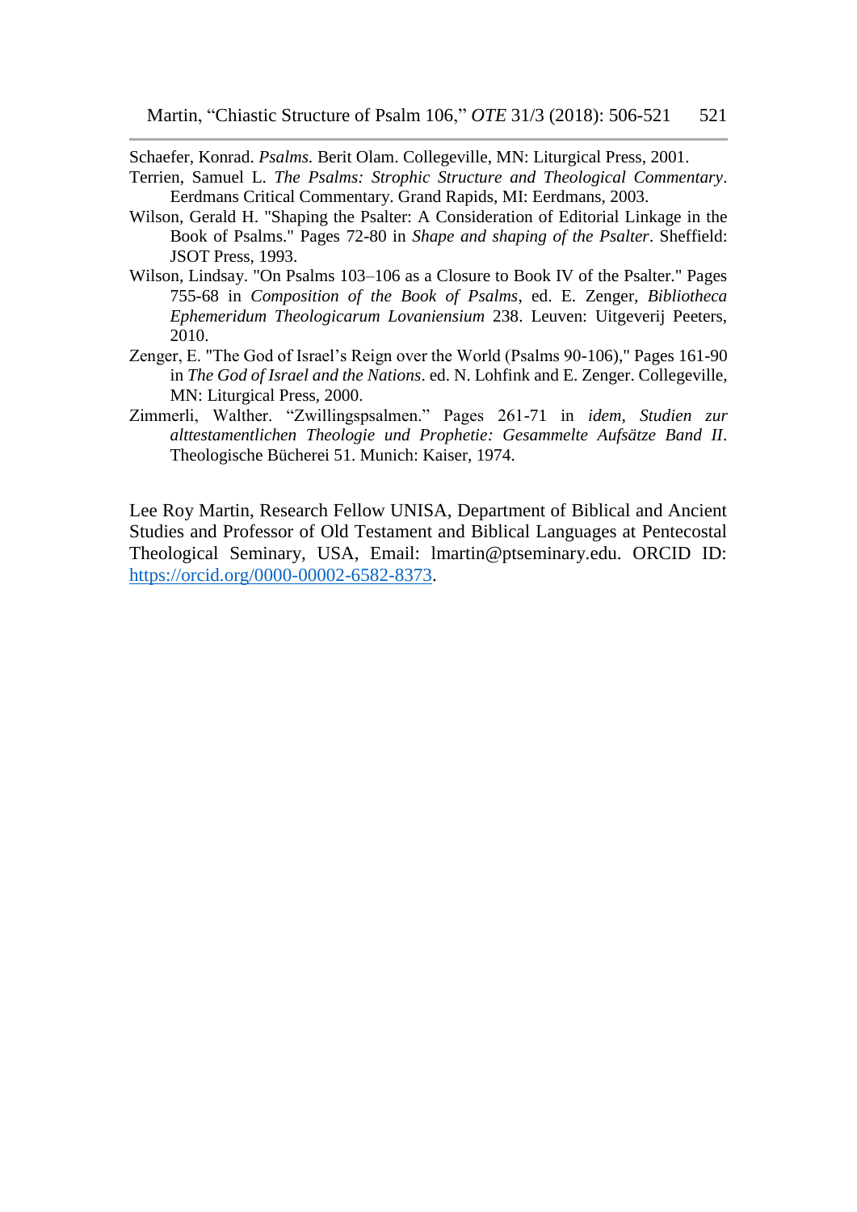Schaefer, Konrad. *Psalms.* Berit Olam. Collegeville, MN: Liturgical Press, 2001.

Terrien, Samuel L. *The Psalms: Strophic Structure and Theological Commentary*. Eerdmans Critical Commentary. Grand Rapids, MI: Eerdmans, 2003.

Wilson, Gerald H. "Shaping the Psalter: A Consideration of Editorial Linkage in the Book of Psalms." Pages 72-80 in *Shape and shaping of the Psalter*. Sheffield: JSOT Press, 1993.

Wilson, Lindsay. "On Psalms 103–106 as a Closure to Book IV of the Psalter." Pages 755-68 in *Composition of the Book of Psalms*, ed. E. Zenger, *Bibliotheca Ephemeridum Theologicarum Lovaniensium* 238. Leuven: Uitgeverij Peeters, 2010.

Zenger, E. "The God of Israel's Reign over the World (Psalms 90-106)," Pages 161-90 in *The God of Israel and the Nations*. ed. N. Lohfink and E. Zenger. Collegeville, MN: Liturgical Press, 2000.

Zimmerli, Walther. "Zwillingspsalmen." Pages 261-71 in *idem*, *Studien zur alttestamentlichen Theologie und Prophetie: Gesammelte Aufsätze Band II*. Theologische Bücherei 51. Munich: Kaiser, 1974.

Lee Roy Martin, Research Fellow UNISA, Department of Biblical and Ancient Studies and Professor of Old Testament and Biblical Languages at Pentecostal Theological Seminary, USA, Email: lmartin@ptseminary.edu. ORCID ID: https://orcid.org/0000-00002-6582-8373.